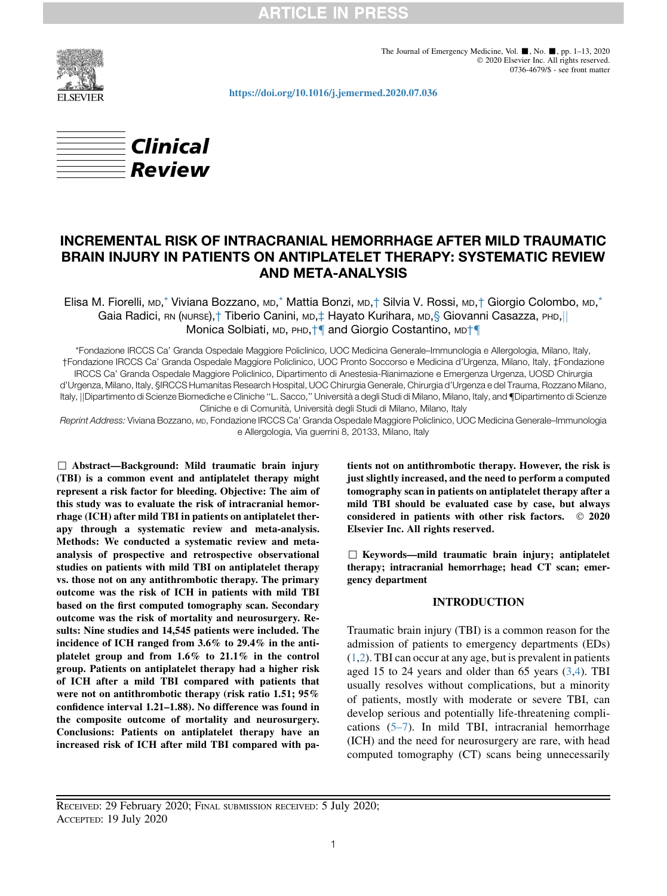**Clinical Review**

# INCREMENTAL RISK OF INTRACRANIAL HEMORRHAGE AFTER MILD TRAUMATIC BRAIN INJURY IN PATIENTS ON ANTIPLATELET THERAPY: SYSTEMATIC REVIEW AND META-ANALYSIS

Elisa M. Fiorelli, MD,* Viviana Bozzano, MD,* Mattia Bonzi, MD,† Silvia V. Rossi, MD,† Giorgio Colombo, MD,* Gaia Radici, RN (NURSE),† Tiberio Canini, MD,‡ Hayato Kurihara, MD,§ Giovanni Casazza, PHD,|| Monica Solbiati, MD, PHD,†¶ and Giorgio Costantino, MD†¶

*Fondazione IRCCS Ca' Granda Ospedale Maggiore Policlinico, UOC Medicina Generale–Immunologia e Allergologia, Milano, Italy, †Fondazione IRCCS Ca' Granda Ospedale Maggiore Policlinico, UOC Pronto Soccorso e Medicina d'Urgenza, Milano, Italy, ‡Fondazione IRCCS Ca' Granda Ospedale Maggiore Policlinico, Dipartimento di Anestesia-Rianimazione e Emergenza Urgenza, UOSD Chirurgia d'Urgenza, Milano, Italy, §IRCCS Humanitas Research Hospital, UOC Chirurgia Generale, Chirurgia d'Urgenza e del Trauma, Rozzano Milano, Italy, ||Dipartimento di Scienze Biomediche e Cliniche "L. Sacco," Università a degli Studi di Milano, Milano, Italy, and ¶Dipartimento di Scienze Cliniche e di Comunità, Università degli Studi di Milano, Milano, Italy

*Reprint Address:* Viviana Bozzano, MD, Fondazione IRCCS Ca' Granda Ospedale Maggiore Policlinico, UOC Medicina Generale–Immunologia e Allergologia, Via guerrini 8, 20133, Milano, Italy

☐ **Abstract—Background: Mild traumatic brain injury (TBI) is a common event and antiplatelet therapy might represent a risk factor for bleeding. Objective: The aim of this study was to evaluate the risk of intracranial hemorrhage (ICH) after mild TBI in patients on antiplatelet therapy through a systematic review and meta-analysis. Methods: We conducted a systematic review and meta-analysis of prospective and retrospective observational studies on patients with mild TBI on antiplatelet therapy vs. those not on any antithrombotic therapy. The primary outcome was the risk of ICH in patients with mild TBI based on the first computed tomography scan. Secondary outcome was the risk of mortality and neurosurgery. Results: Nine studies and 14,545 patients were included. The incidence of ICH ranged from 3.6% to 29.4% in the antiplatelet group and from 1.6% to 21.1% in the control group. Patients on antiplatelet therapy had a higher risk of ICH after a mild TBI compared with patients that were not on antithrombotic therapy (risk ratio 1.51; 95% confidence interval 1.21–1.88). No difference was found in the composite outcome of mortality and neurosurgery. Conclusions: Patients on antiplatelet therapy have an increased risk of ICH after mild TBI compared with patients not on antithrombotic therapy. However, the risk is just slightly increased, and the need to perform a computed tomography scan in patients on antiplatelet therapy after a mild TBI should be evaluated case by case, but always considered in patients with other risk factors. © 2020 Elsevier Inc. All rights reserved.**

☐ **Keywords—mild traumatic brain injury; antiplatelet therapy; intracranial hemorrhage; head CT scan; emergency department**

## INTRODUCTION

Traumatic brain injury (TBI) is a common reason for the admission of patients to emergency departments (EDs) (1,2). TBI can occur at any age, but is prevalent in patients aged 15 to 24 years and older than 65 years (3,4). TBI usually resolves without complications, but a minority of patients, mostly with moderate or severe TBI, can develop serious and potentially life-threatening complications (5–7). In mild TBI, intracranial hemorrhage (ICH) and the need for neurosurgery are rare, with head computed tomography (CT) scans being unnecessarily

Received: 29 February 2020; Final submission received: 5 July 2020;
Accepted: 19 July 2020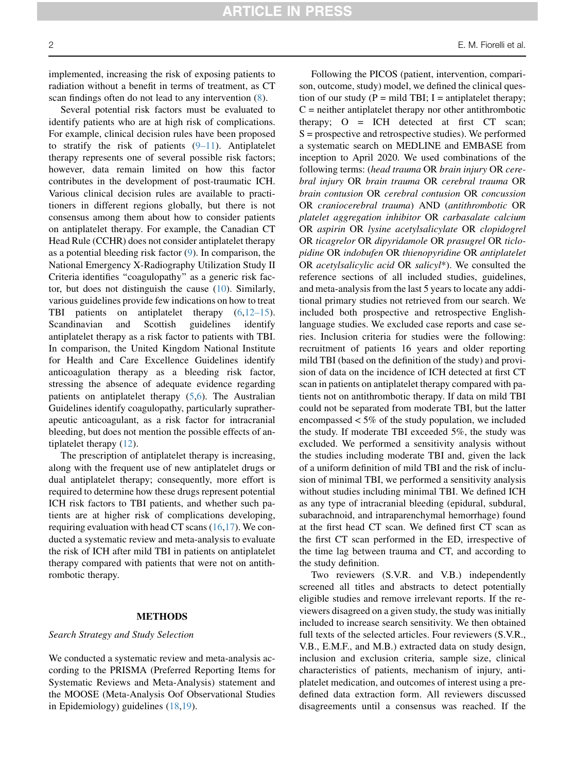implemented, increasing the risk of exposing patients to radiation without a benefit in terms of treatment, as CT scan findings often do not lead to any intervention (8).

Several potential risk factors must be evaluated to identify patients who are at high risk of complications. For example, clinical decision rules have been proposed to stratify the risk of patients (9–11). Antiplatelet therapy represents one of several possible risk factors; however, data remain limited on how this factor contributes in the development of post-traumatic ICH. Various clinical decision rules are available to practitioners in different regions globally, but there is not consensus among them about how to consider patients on antiplatelet therapy. For example, the Canadian CT Head Rule (CCHR) does not consider antiplatelet therapy as a potential bleeding risk factor (9). In comparison, the National Emergency X-Radiography Utilization Study II Criteria identifies "coagulopathy" as a generic risk factor, but does not distinguish the cause (10). Similarly, various guidelines provide few indications on how to treat TBI patients on antiplatelet therapy (6,12–15). Scandinavian and Scottish guidelines identify antiplatelet therapy as a risk factor to patients with TBI. In comparison, the United Kingdom National Institute for Health and Care Excellence Guidelines identify anticoagulation therapy as a bleeding risk factor, stressing the absence of adequate evidence regarding patients on antiplatelet therapy (5,6). The Australian Guidelines identify coagulopathy, particularly supratherapeutic anticoagulant, as a risk factor for intracranial bleeding, but does not mention the possible effects of antiplatelet therapy (12).

The prescription of antiplatelet therapy is increasing, along with the frequent use of new antiplatelet drugs or dual antiplatelet therapy; consequently, more effort is required to determine how these drugs represent potential ICH risk factors to TBI patients, and whether such patients are at higher risk of complications developing, requiring evaluation with head CT scans (16,17). We conducted a systematic review and meta-analysis to evaluate the risk of ICH after mild TBI in patients on antiplatelet therapy compared with patients that were not on antithrombotic therapy.

## METHODS

### *Search Strategy and Study Selection*

We conducted a systematic review and meta-analysis according to the PRISMA (Preferred Reporting Items for Systematic Reviews and Meta-Analysis) statement and the MOOSE (Meta-Analysis Oof Observational Studies in Epidemiology) guidelines (18,19).

Following the PICOS (patient, intervention, comparison, outcome, study) model, we defined the clinical question of our study (P = mild TBI; I = antiplatelet therapy; C = neither antiplatelet therapy nor other antithrombotic therapy; O = ICH detected at first CT scan; S = prospective and retrospective studies). We performed a systematic search on MEDLINE and EMBASE from inception to April 2020. We used combinations of the following terms: (*head trauma* OR *brain injury* OR *cerebral injury* OR *brain trauma* OR *cerebral trauma* OR *brain contusion* OR *cerebral contusion* OR *concussion* OR *craniocerebral trauma*) AND (*antithrombotic* OR *platelet aggregation inhibitor* OR *carbasalate calcium* OR *aspirin* OR *lysine acetylsalicylate* OR *clopidogrel* OR *ticagrelor* OR *dipyridamole* OR *prasugrel* OR *ticlopidine* OR *indobufen* OR *thienopyridine* OR *antiplatelet* OR *acetylsalicylic acid* OR *salicyl\**). We consulted the reference sections of all included studies, guidelines, and meta-analysis from the last 5 years to locate any additional primary studies not retrieved from our search. We included both prospective and retrospective English-language studies. We excluded case reports and case series. Inclusion criteria for studies were the following: recruitment of patients 16 years and older reporting mild TBI (based on the definition of the study) and provision of data on the incidence of ICH detected at first CT scan in patients on antiplatelet therapy compared with patients not on antithrombotic therapy. If data on mild TBI could not be separated from moderate TBI, but the latter encompassed < 5% of the study population, we included the study. If moderate TBI exceeded 5%, the study was excluded. We performed a sensitivity analysis without the studies including moderate TBI and, given the lack of a uniform definition of mild TBI and the risk of inclusion of minimal TBI, we performed a sensitivity analysis without studies including minimal TBI. We defined ICH as any type of intracranial bleeding (epidural, subdural, subarachnoid, and intraparenchymal hemorrhage) found at the first head CT scan. We defined first CT scan as the first CT scan performed in the ED, irrespective of the time lag between trauma and CT, and according to the study definition.

Two reviewers (S.V.R. and V.B.) independently screened all titles and abstracts to detect potentially eligible studies and remove irrelevant reports. If the reviewers disagreed on a given study, the study was initially included to increase search sensitivity. We then obtained full texts of the selected articles. Four reviewers (S.V.R., V.B., E.M.F., and M.B.) extracted data on study design, inclusion and exclusion criteria, sample size, clinical characteristics of patients, mechanism of injury, antiplatelet medication, and outcomes of interest using a predefined data extraction form. All reviewers discussed disagreements until a consensus was reached. If the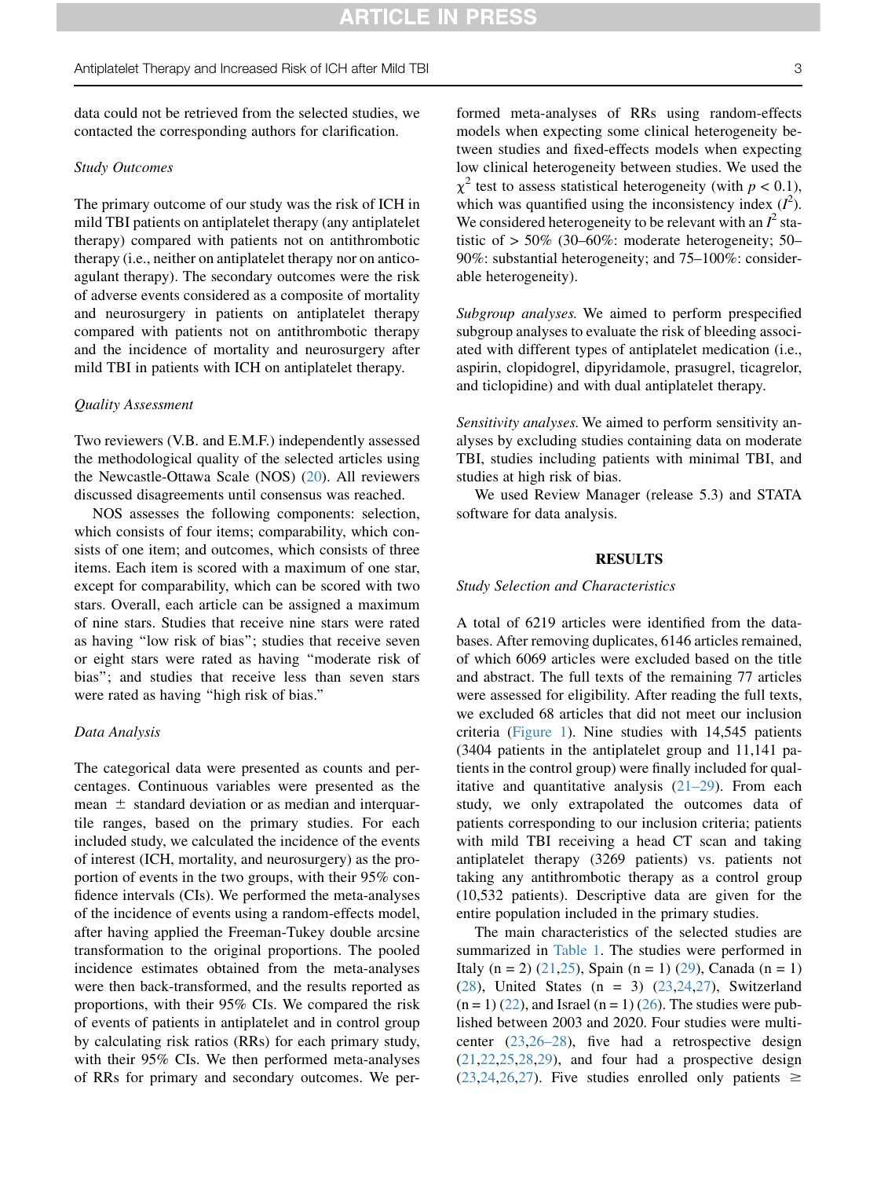data could not be retrieved from the selected studies, we contacted the corresponding authors for clarification.

### *Study Outcomes*

The primary outcome of our study was the risk of ICH in mild TBI patients on antiplatelet therapy (any antiplatelet therapy) compared with patients not on antithrombotic therapy (i.e., neither on antiplatelet therapy nor on anticoagulant therapy). The secondary outcomes were the risk of adverse events considered as a composite of mortality and neurosurgery in patients on antiplatelet therapy compared with patients not on antithrombotic therapy and the incidence of mortality and neurosurgery after mild TBI in patients with ICH on antiplatelet therapy.

### *Quality Assessment*

Two reviewers (V.B. and E.M.F.) independently assessed the methodological quality of the selected articles using the Newcastle-Ottawa Scale (NOS) (20). All reviewers discussed disagreements until consensus was reached.

NOS assesses the following components: selection, which consists of four items; comparability, which consists of one item; and outcomes, which consists of three items. Each item is scored with a maximum of one star, except for comparability, which can be scored with two stars. Overall, each article can be assigned a maximum of nine stars. Studies that receive nine stars were rated as having "low risk of bias"; studies that receive seven or eight stars were rated as having "moderate risk of bias"; and studies that receive less than seven stars were rated as having "high risk of bias."

### *Data Analysis*

The categorical data were presented as counts and percentages. Continuous variables were presented as the mean ± standard deviation or as median and interquartile ranges, based on the primary studies. For each included study, we calculated the incidence of the events of interest (ICH, mortality, and neurosurgery) as the proportion of events in the two groups, with their 95% confidence intervals (CIs). We performed the meta-analyses of the incidence of events using a random-effects model, after having applied the Freeman-Tukey double arcsine transformation to the original proportions. The pooled incidence estimates obtained from the meta-analyses were then back-transformed, and the results reported as proportions, with their 95% CIs. We compared the risk of events of patients in antiplatelet and in control group by calculating risk ratios (RRs) for each primary study, with their 95% CIs. We then performed meta-analyses of RRs for primary and secondary outcomes. We performed meta-analyses of RRs using random-effects models when expecting some clinical heterogeneity between studies and fixed-effects models when expecting low clinical heterogeneity between studies. We used the $\chi^2$ test to assess statistical heterogeneity (with $p < 0.1$), which was quantified using the inconsistency index ($I^2$). We considered heterogeneity to be relevant with an $I^2$ statistic of > 50% (30–60%: moderate heterogeneity; 50–90%: substantial heterogeneity; and 75–100%: considerable heterogeneity).

*Subgroup analyses.* We aimed to perform prespecified subgroup analyses to evaluate the risk of bleeding associated with different types of antiplatelet medication (i.e., aspirin, clopidogrel, dipyridamole, prasugrel, ticagrelor, and ticlopidine) and with dual antiplatelet therapy.

*Sensitivity analyses.* We aimed to perform sensitivity analyses by excluding studies containing data on moderate TBI, studies including patients with minimal TBI, and studies at high risk of bias.

We used Review Manager (release 5.3) and STATA software for data analysis.

## RESULTS

### *Study Selection and Characteristics*

A total of 6219 articles were identified from the databases. After removing duplicates, 6146 articles remained, of which 6069 articles were excluded based on the title and abstract. The full texts of the remaining 77 articles were assessed for eligibility. After reading the full texts, we excluded 68 articles that did not meet our inclusion criteria (Figure 1). Nine studies with 14,545 patients (3404 patients in the antiplatelet group and 11,141 patients in the control group) were finally included for qualitative and quantitative analysis (21–29). From each study, we only extrapolated the outcomes data of patients corresponding to our inclusion criteria; patients with mild TBI receiving a head CT scan and taking antiplatelet therapy (3269 patients) vs. patients not taking any antithrombotic therapy as a control group (10,532 patients). Descriptive data are given for the entire population included in the primary studies.

The main characteristics of the selected studies are summarized in Table 1. The studies were performed in Italy (n = 2) (21,25), Spain (n = 1) (29), Canada (n = 1) (28), United States (n = 3) (23,24,27), Switzerland (n = 1) (22), and Israel (n = 1) (26). The studies were published between 2003 and 2020. Four studies were multicenter (23,26–28), five had a retrospective design (21,22,25,28,29), and four had a prospective design (23,24,26,27). Five studies enrolled only patients ≥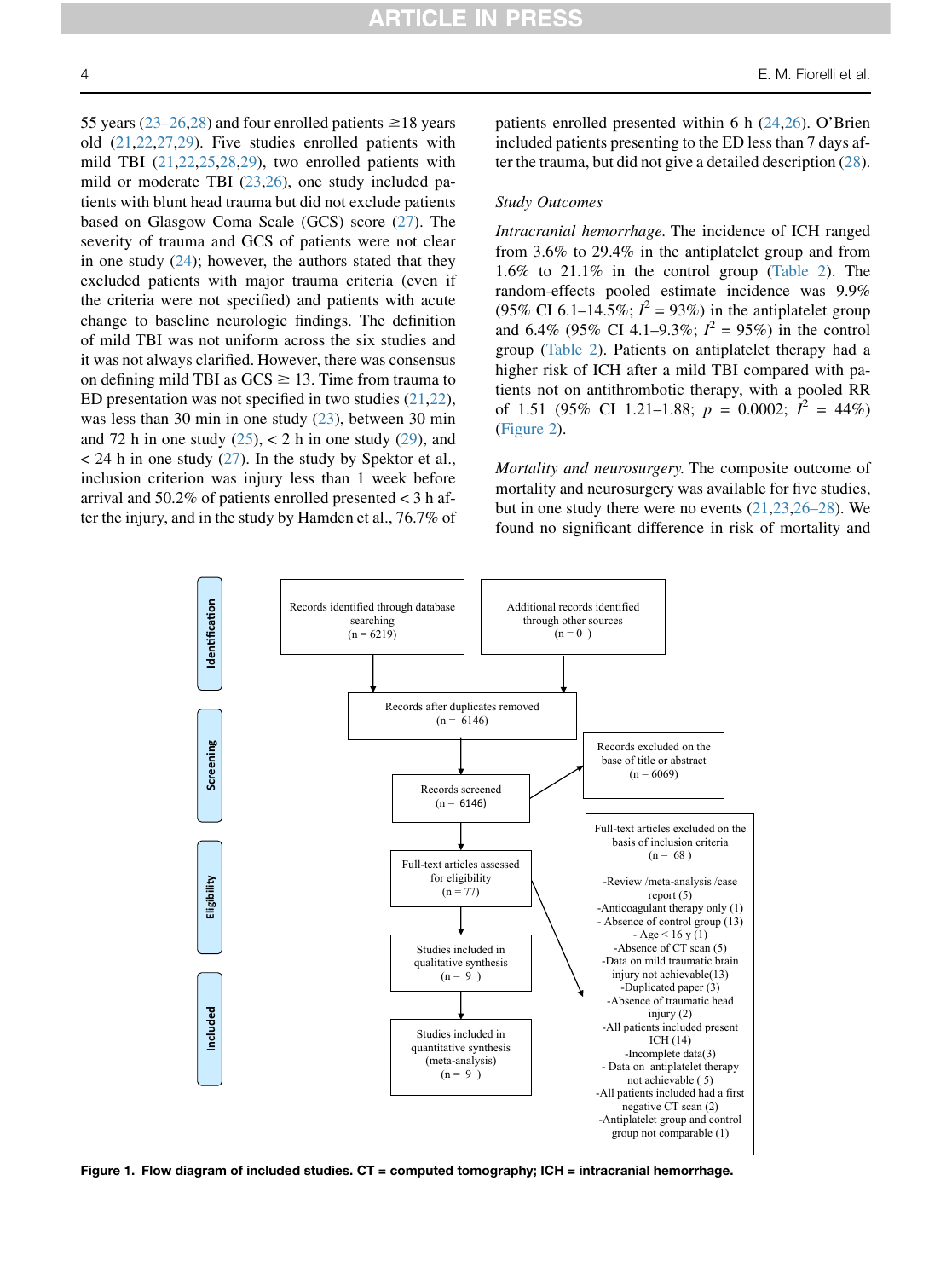55 years (23–26,28) and four enrolled patients ≥18 years old (21,22,27,29). Five studies enrolled patients with mild TBI (21,22,25,28,29), two enrolled patients with mild or moderate TBI (23,26), one study included patients with blunt head trauma but did not exclude patients based on Glasgow Coma Scale (GCS) score (27). The severity of trauma and GCS of patients were not clear in one study (24); however, the authors stated that they excluded patients with major trauma criteria (even if the criteria were not specified) and patients with acute change to baseline neurologic findings. The definition of mild TBI was not uniform across the six studies and it was not always clarified. However, there was consensus on defining mild TBI as GCS ≥ 13. Time from trauma to ED presentation was not specified in two studies (21,22), was less than 30 min in one study (23), between 30 min and 72 h in one study (25), < 2 h in one study (29), and < 24 h in one study (27). In the study by Spektor et al., inclusion criterion was injury less than 1 week before arrival and 50.2% of patients enrolled presented < 3 h after the injury, and in the study by Hamden et al., 76.7% of patients enrolled presented within 6 h (24,26). O'Brien included patients presenting to the ED less than 7 days after the trauma, but did not give a detailed description (28).

### Study Outcomes

*Intracranial hemorrhage.* The incidence of ICH ranged from 3.6% to 29.4% in the antiplatelet group and from 1.6% to 21.1% in the control group (Table 2). The random-effects pooled estimate incidence was 9.9% (95% CI 6.1–14.5%; $I^2$ = 93%) in the antiplatelet group and 6.4% (95% CI 4.1–9.3%; $I^2$ = 95%) in the control group (Table 2). Patients on antiplatelet therapy had a higher risk of ICH after a mild TBI compared with patients not on antithrombotic therapy, with a pooled RR of 1.51 (95% CI 1.21–1.88; $p$ = 0.0002; $I^2$ = 44%) (Figure 2).

*Mortality and neurosurgery.* The composite outcome of mortality and neurosurgery was available for five studies, but in one study there were no events (21,23,26–28). We found no significant difference in risk of mortality and

Identification: Records identified through database searching (n = 6219); Additional records identified through other sources (n = 0)

Screening: Records after duplicates removed (n = 6146) → Records screened (n = 6146) → Records excluded on the base of title or abstract (n = 6069)

Eligibility: Full-text articles assessed for eligibility (n = 77) → Full-text articles excluded on the basis of inclusion criteria (n = 68):
- Review /meta-analysis /case report (5)
- Anticoagulant therapy only (1)
- Absence of control group (13)
- Age < 16 y (1)
- Absence of CT scan (5)
- Data on mild traumatic brain injury not achievable(13)
- Duplicated paper (3)
- Absence of traumatic head injury (2)
- All patients included present ICH (14)
- Incomplete data(3)
- Data on antiplatelet therapy not achievable ( 5)
- All patients included had a first negative CT scan (2)
- Antiplatelet group and control group not comparable (1)

Included: Studies included in qualitative synthesis (n = 9) → Studies included in quantitative synthesis (meta-analysis) (n = 9)

**Figure 1. Flow diagram of included studies. CT = computed tomography; ICH = intracranial hemorrhage.**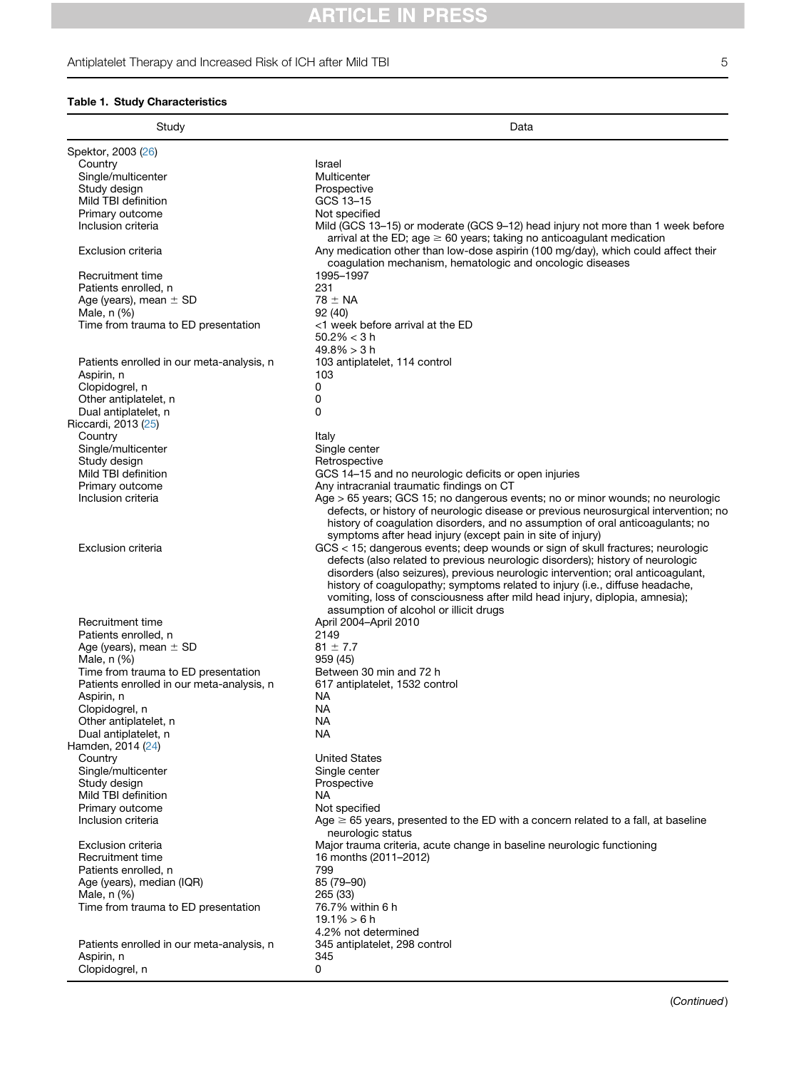**Table 1. Study Characteristics**

| Study | Data |
|---|---|
| Spektor, 2003 (26) | |
| Country | Israel |
| Single/multicenter | Multicenter |
| Study design | Prospective |
| Mild TBI definition | GCS 13–15 |
| Primary outcome | Not specified |
| Inclusion criteria | Mild (GCS 13–15) or moderate (GCS 9–12) head injury not more than 1 week before arrival at the ED; age ≥ 60 years; taking no anticoagulant medication |
| Exclusion criteria | Any medication other than low-dose aspirin (100 mg/day), which could affect their coagulation mechanism, hematologic and oncologic diseases |
| Recruitment time | 1995–1997 |
| Patients enrolled, n | 231 |
| Age (years), mean ± SD | 78 ± NA |
| Male, n (%) | 92 (40) |
| Time from trauma to ED presentation | <1 week before arrival at the ED<br>50.2% < 3 h<br>49.8% > 3 h |
| Patients enrolled in our meta-analysis, n | 103 antiplatelet, 114 control |
| Aspirin, n | 103 |
| Clopidogrel, n | 0 |
| Other antiplatelet, n | 0 |
| Dual antiplatelet, n | 0 |
| Riccardi, 2013 (25) | |
| Country | Italy |
| Single/multicenter | Single center |
| Study design | Retrospective |
| Mild TBI definition | GCS 14–15 and no neurologic deficits or open injuries |
| Primary outcome | Any intracranial traumatic findings on CT |
| Inclusion criteria | Age > 65 years; GCS 15; no dangerous events; no or minor wounds; no neurologic defects, or history of neurologic disease or previous neurosurgical intervention; no history of coagulation disorders, and no assumption of oral anticoagulants; no symptoms after head injury (except pain in site of injury) |
| Exclusion criteria | GCS < 15; dangerous events; deep wounds or sign of skull fractures; neurologic defects (also related to previous neurologic disorders); history of neurologic disorders (also seizures), previous neurologic intervention; oral anticoagulant, history of coagulopathy; symptoms related to injury (i.e., diffuse headache, vomiting, loss of consciousness after mild head injury, diplopia, amnesia); assumption of alcohol or illicit drugs |
| Recruitment time | April 2004–April 2010 |
| Patients enrolled, n | 2149 |
| Age (years), mean ± SD | 81 ± 7.7 |
| Male, n (%) | 959 (45) |
| Time from trauma to ED presentation | Between 30 min and 72 h |
| Patients enrolled in our meta-analysis, n | 617 antiplatelet, 1532 control |
| Aspirin, n | NA |
| Clopidogrel, n | NA |
| Other antiplatelet, n | NA |
| Dual antiplatelet, n | NA |
| Hamden, 2014 (24) | |
| Country | United States |
| Single/multicenter | Single center |
| Study design | Prospective |
| Mild TBI definition | NA |
| Primary outcome | Not specified |
| Inclusion criteria | Age ≥ 65 years, presented to the ED with a concern related to a fall, at baseline neurologic status |
| Exclusion criteria | Major trauma criteria, acute change in baseline neurologic functioning |
| Recruitment time | 16 months (2011–2012) |
| Patients enrolled, n | 799 |
| Age (years), median (IQR) | 85 (79–90) |
| Male, n (%) | 265 (33) |
| Time from trauma to ED presentation | 76.7% within 6 h<br>19.1% > 6 h<br>4.2% not determined |
| Patients enrolled in our meta-analysis, n | 345 antiplatelet, 298 control |
| Aspirin, n | 345 |
| Clopidogrel, n | 0 |

(Continued)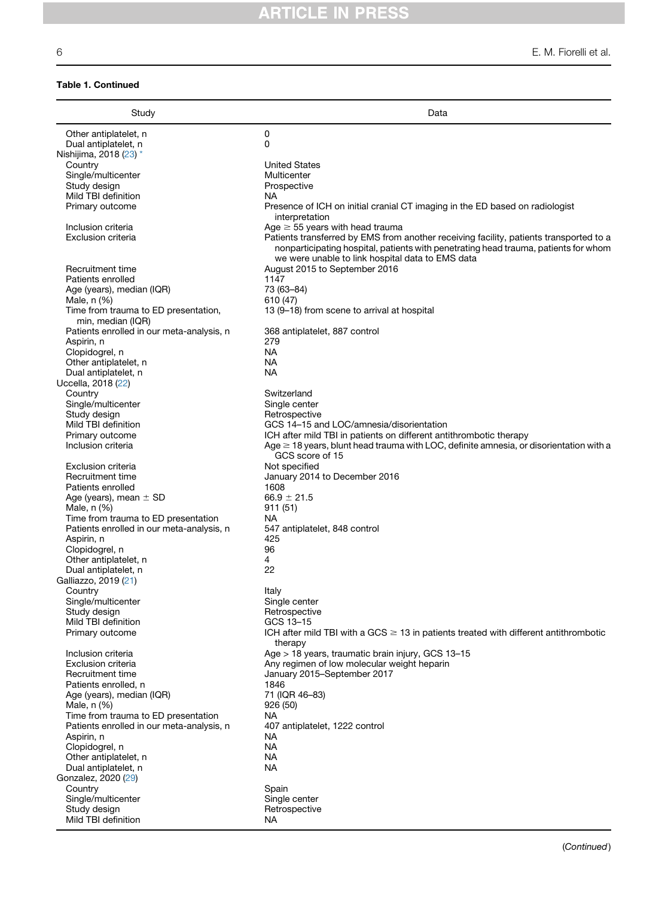**Table 1. Continued**

| Study | Data |
|---|---|
| Other antiplatelet, n | 0 |
| Dual antiplatelet, n | 0 |
| Nishijima, 2018 (23) * | |
| Country | United States |
| Single/multicenter | Multicenter |
| Study design | Prospective |
| Mild TBI definition | NA |
| Primary outcome | Presence of ICH on initial cranial CT imaging in the ED based on radiologist interpretation |
| Inclusion criteria | Age ≥ 55 years with head trauma |
| Exclusion criteria | Patients transferred by EMS from another receiving facility, patients transported to a nonparticipating hospital, patients with penetrating head trauma, patients for whom we were unable to link hospital data to EMS data |
| Recruitment time | August 2015 to September 2016 |
| Patients enrolled | 1147 |
| Age (years), median (IQR) | 73 (63–84) |
| Male, n (%) | 610 (47) |
| Time from trauma to ED presentation, min, median (IQR) | 13 (9–18) from scene to arrival at hospital |
| Patients enrolled in our meta-analysis, n | 368 antiplatelet, 887 control |
| Aspirin, n | 279 |
| Clopidogrel, n | NA |
| Other antiplatelet, n | NA |
| Dual antiplatelet, n | NA |
| Uccella, 2018 (22) | |
| Country | Switzerland |
| Single/multicenter | Single center |
| Study design | Retrospective |
| Mild TBI definition | GCS 14–15 and LOC/amnesia/disorientation |
| Primary outcome | ICH after mild TBI in patients on different antithrombotic therapy |
| Inclusion criteria | Age ≥ 18 years, blunt head trauma with LOC, definite amnesia, or disorientation with a GCS score of 15 |
| Exclusion criteria | Not specified |
| Recruitment time | January 2014 to December 2016 |
| Patients enrolled | 1608 |
| Age (years), mean ± SD | 66.9 ± 21.5 |
| Male, n (%) | 911 (51) |
| Time from trauma to ED presentation | NA |
| Patients enrolled in our meta-analysis, n | 547 antiplatelet, 848 control |
| Aspirin, n | 425 |
| Clopidogrel, n | 96 |
| Other antiplatelet, n | 4 |
| Dual antiplatelet, n | 22 |
| Galliazzo, 2019 (21) | |
| Country | Italy |
| Single/multicenter | Single center |
| Study design | Retrospective |
| Mild TBI definition | GCS 13–15 |
| Primary outcome | ICH after mild TBI with a GCS ≥ 13 in patients treated with different antithrombotic therapy |
| Inclusion criteria | Age > 18 years, traumatic brain injury, GCS 13–15 |
| Exclusion criteria | Any regimen of low molecular weight heparin |
| Recruitment time | January 2015–September 2017 |
| Patients enrolled, n | 1846 |
| Age (years), median (IQR) | 71 (IQR 46–83) |
| Male, n (%) | 926 (50) |
| Time from trauma to ED presentation | NA |
| Patients enrolled in our meta-analysis, n | 407 antiplatelet, 1222 control |
| Aspirin, n | NA |
| Clopidogrel, n | NA |
| Other antiplatelet, n | NA |
| Dual antiplatelet, n | NA |
| Gonzalez, 2020 (29) | |
| Country | Spain |
| Single/multicenter | Single center |
| Study design | Retrospective |
| Mild TBI definition | NA |

(Continued)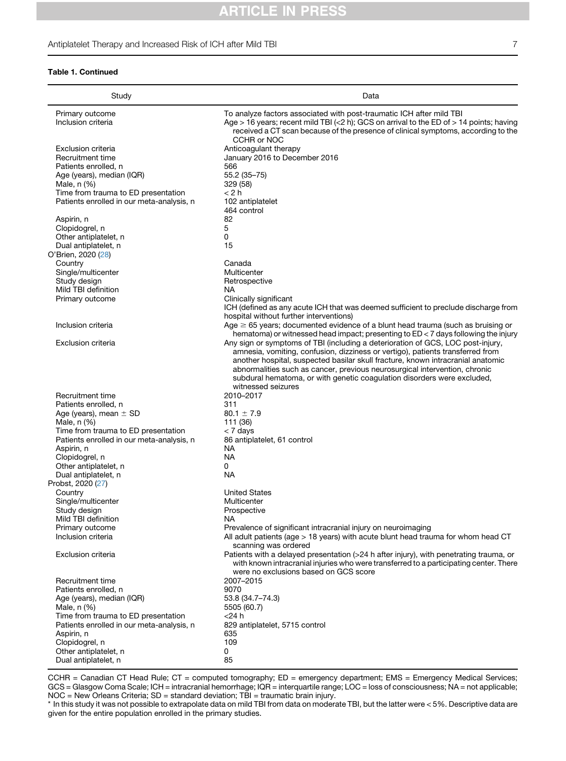**Table 1. Continued**

| Study | Data |
|---|---|
| Primary outcome | To analyze factors associated with post-traumatic ICH after mild TBI |
| Inclusion criteria | Age > 16 years; recent mild TBI (<2 h); GCS on arrival to the ED of > 14 points; having received a CT scan because of the presence of clinical symptoms, according to the CCHR or NOC |
| Exclusion criteria | Anticoagulant therapy |
| Recruitment time | January 2016 to December 2016 |
| Patients enrolled, n | 566 |
| Age (years), median (IQR) | 55.2 (35–75) |
| Male, n (%) | 329 (58) |
| Time from trauma to ED presentation | < 2 h |
| Patients enrolled in our meta-analysis, n | 102 antiplatelet<br>464 control |
| Aspirin, n | 82 |
| Clopidogrel, n | 5 |
| Other antiplatelet, n | 0 |
| Dual antiplatelet, n | 15 |
| O'Brien, 2020 (28) | |
| Country | Canada |
| Single/multicenter | Multicenter |
| Study design | Retrospective |
| Mild TBI definition | NA |
| Primary outcome | Clinically significant<br>ICH (defined as any acute ICH that was deemed sufficient to preclude discharge from hospital without further interventions) |
| Inclusion criteria | Age ≥ 65 years; documented evidence of a blunt head trauma (such as bruising or hematoma) or witnessed head impact; presenting to ED < 7 days following the injury |
| Exclusion criteria | Any sign or symptoms of TBI (including a deterioration of GCS, LOC post-injury, amnesia, vomiting, confusion, dizziness or vertigo), patients transferred from another hospital, suspected basilar skull fracture, known intracranial anatomic abnormalities such as cancer, previous neurosurgical intervention, chronic subdural hematoma, or with genetic coagulation disorders were excluded, witnessed seizures |
| Recruitment time | 2010–2017 |
| Patients enrolled, n | 311 |
| Age (years), mean ± SD | 80.1 ± 7.9 |
| Male, n (%) | 111 (36) |
| Time from trauma to ED presentation | < 7 days |
| Patients enrolled in our meta-analysis, n | 86 antiplatelet, 61 control |
| Aspirin, n | NA |
| Clopidogrel, n | NA |
| Other antiplatelet, n | 0 |
| Dual antiplatelet, n | NA |
| Probst, 2020 (27) | |
| Country | United States |
| Single/multicenter | Multicenter |
| Study design | Prospective |
| Mild TBI definition | NA |
| Primary outcome | Prevalence of significant intracranial injury on neuroimaging |
| Inclusion criteria | All adult patients (age > 18 years) with acute blunt head trauma for whom head CT scanning was ordered |
| Exclusion criteria | Patients with a delayed presentation (>24 h after injury), with penetrating trauma, or with known intracranial injuries who were transferred to a participating center. There were no exclusions based on GCS score |
| Recruitment time | 2007–2015 |
| Patients enrolled, n | 9070 |
| Age (years), median (IQR) | 53.8 (34.7–74.3) |
| Male, n (%) | 5505 (60.7) |
| Time from trauma to ED presentation | <24 h |
| Patients enrolled in our meta-analysis, n | 829 antiplatelet, 5715 control |
| Aspirin, n | 635 |
| Clopidogrel, n | 109 |
| Other antiplatelet, n | 0 |
| Dual antiplatelet, n | 85 |

CCHR = Canadian CT Head Rule; CT = computed tomography; ED = emergency department; EMS = Emergency Medical Services; GCS = Glasgow Coma Scale; ICH = intracranial hemorrhage; IQR = interquartile range; LOC = loss of consciousness; NA = not applicable; NOC = New Orleans Criteria; SD = standard deviation; TBI = traumatic brain injury.

* In this study it was not possible to extrapolate data on mild TBI from data on moderate TBI, but the latter were < 5%. Descriptive data are given for the entire population enrolled in the primary studies.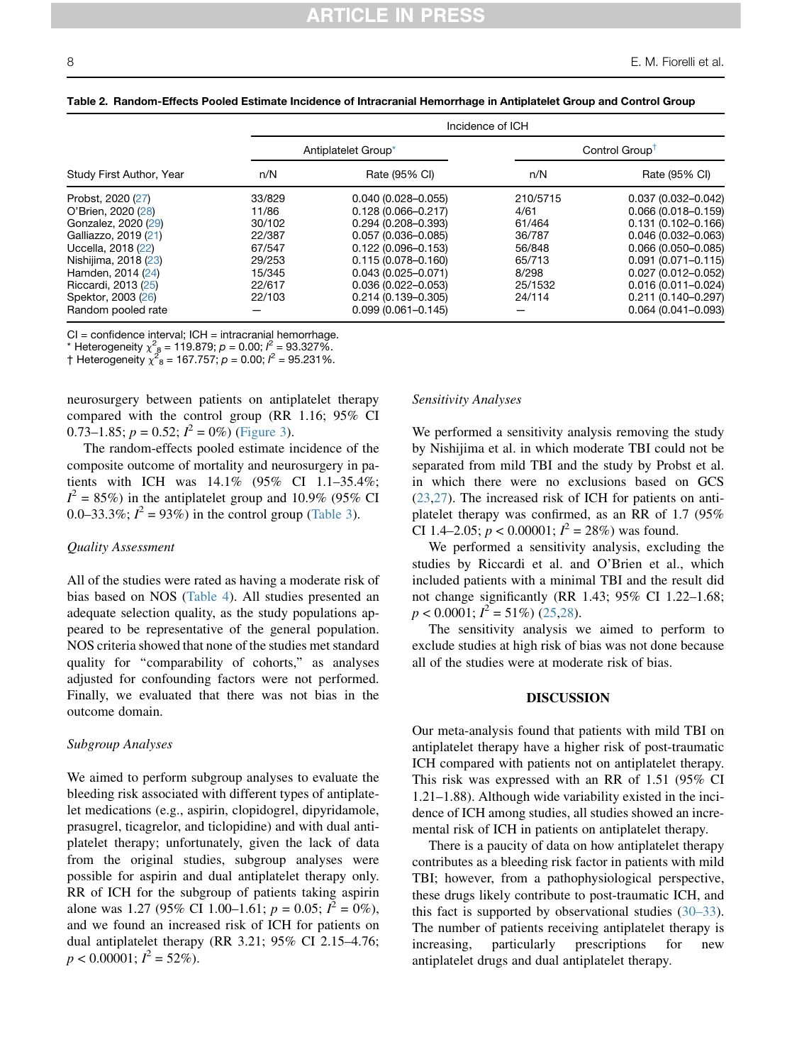**Table 2. Random-Effects Pooled Estimate Incidence of Intracranial Hemorrhage in Antiplatelet Group and Control Group**

| Study First Author, Year | Incidence of ICH | | | |
|---|---|---|---|---|
| | Antiplatelet Group* | | Control Group† | |
| | n/N | Rate (95% CI) | n/N | Rate (95% CI) |
| Probst, 2020 (27) | 33/829 | 0.040 (0.028–0.055) | 210/5715 | 0.037 (0.032–0.042) |
| O'Brien, 2020 (28) | 11/86 | 0.128 (0.066–0.217) | 4/61 | 0.066 (0.018–0.159) |
| Gonzalez, 2020 (29) | 30/102 | 0.294 (0.208–0.393) | 61/464 | 0.131 (0.102–0.166) |
| Galliazzo, 2019 (21) | 22/387 | 0.057 (0.036–0.085) | 36/787 | 0.046 (0.032–0.063) |
| Uccella, 2018 (22) | 67/547 | 0.122 (0.096–0.153) | 56/848 | 0.066 (0.050–0.085) |
| Nishijima, 2018 (23) | 29/253 | 0.115 (0.078–0.160) | 65/713 | 0.091 (0.071–0.115) |
| Hamden, 2014 (24) | 15/345 | 0.043 (0.025–0.071) | 8/298 | 0.027 (0.012–0.052) |
| Riccardi, 2013 (25) | 22/617 | 0.036 (0.022–0.053) | 25/1532 | 0.016 (0.011–0.024) |
| Spektor, 2003 (26) | 22/103 | 0.214 (0.139–0.305) | 24/114 | 0.211 (0.140–0.297) |
| Random pooled rate | — | 0.099 (0.061–0.145) | — | 0.064 (0.041–0.093) |

CI = confidence interval; ICH = intracranial hemorrhage.
* Heterogeneity $\chi^2_8 = 119.879$; $p = 0.00$; $I^2 = 93.327\%$.
† Heterogeneity $\chi^2_8 = 167.757$; $p = 0.00$; $I^2 = 95.231\%$.

neurosurgery between patients on antiplatelet therapy compared with the control group (RR 1.16; 95% CI 0.73–1.85; $p = 0.52$; $I^2 = 0\%$) (Figure 3).

The random-effects pooled estimate incidence of the composite outcome of mortality and neurosurgery in patients with ICH was 14.1% (95% CI 1.1–35.4%; $I^2 = 85\%$) in the antiplatelet group and 10.9% (95% CI 0.0–33.3%; $I^2 = 93\%$) in the control group (Table 3).

### *Quality Assessment*

All of the studies were rated as having a moderate risk of bias based on NOS (Table 4). All studies presented an adequate selection quality, as the study populations appeared to be representative of the general population. NOS criteria showed that none of the studies met standard quality for "comparability of cohorts," as analyses adjusted for confounding factors were not performed. Finally, we evaluated that there was not bias in the outcome domain.

### *Subgroup Analyses*

We aimed to perform subgroup analyses to evaluate the bleeding risk associated with different types of antiplatelet medications (e.g., aspirin, clopidogrel, dipyridamole, prasugrel, ticagrelor, and ticlopidine) and with dual antiplatelet therapy; unfortunately, given the lack of data from the original studies, subgroup analyses were possible for aspirin and dual antiplatelet therapy only. RR of ICH for the subgroup of patients taking aspirin alone was 1.27 (95% CI 1.00–1.61; $p = 0.05$; $I^2 = 0\%$), and we found an increased risk of ICH for patients on dual antiplatelet therapy (RR 3.21; 95% CI 2.15–4.76; $p < 0.00001$; $I^2 = 52\%$).

### *Sensitivity Analyses*

We performed a sensitivity analysis removing the study by Nishijima et al. in which moderate TBI could not be separated from mild TBI and the study by Probst et al. in which there were no exclusions based on GCS (23,27). The increased risk of ICH for patients on antiplatelet therapy was confirmed, as an RR of 1.7 (95% CI 1.4–2.05; $p < 0.00001$; $I^2 = 28\%$) was found.

We performed a sensitivity analysis, excluding the studies by Riccardi et al. and O'Brien et al., which included patients with a minimal TBI and the result did not change significantly (RR 1.43; 95% CI 1.22–1.68; $p < 0.0001$; $I^2 = 51\%$) (25,28).

The sensitivity analysis we aimed to perform to exclude studies at high risk of bias was not done because all of the studies were at moderate risk of bias.

## DISCUSSION

Our meta-analysis found that patients with mild TBI on antiplatelet therapy have a higher risk of post-traumatic ICH compared with patients not on antiplatelet therapy. This risk was expressed with an RR of 1.51 (95% CI 1.21–1.88). Although wide variability existed in the incidence of ICH among studies, all studies showed an incremental risk of ICH in patients on antiplatelet therapy.

There is a paucity of data on how antiplatelet therapy contributes as a bleeding risk factor in patients with mild TBI; however, from a pathophysiological perspective, these drugs likely contribute to post-traumatic ICH, and this fact is supported by observational studies (30–33). The number of patients receiving antiplatelet therapy is increasing, particularly prescriptions for new antiplatelet drugs and dual antiplatelet therapy.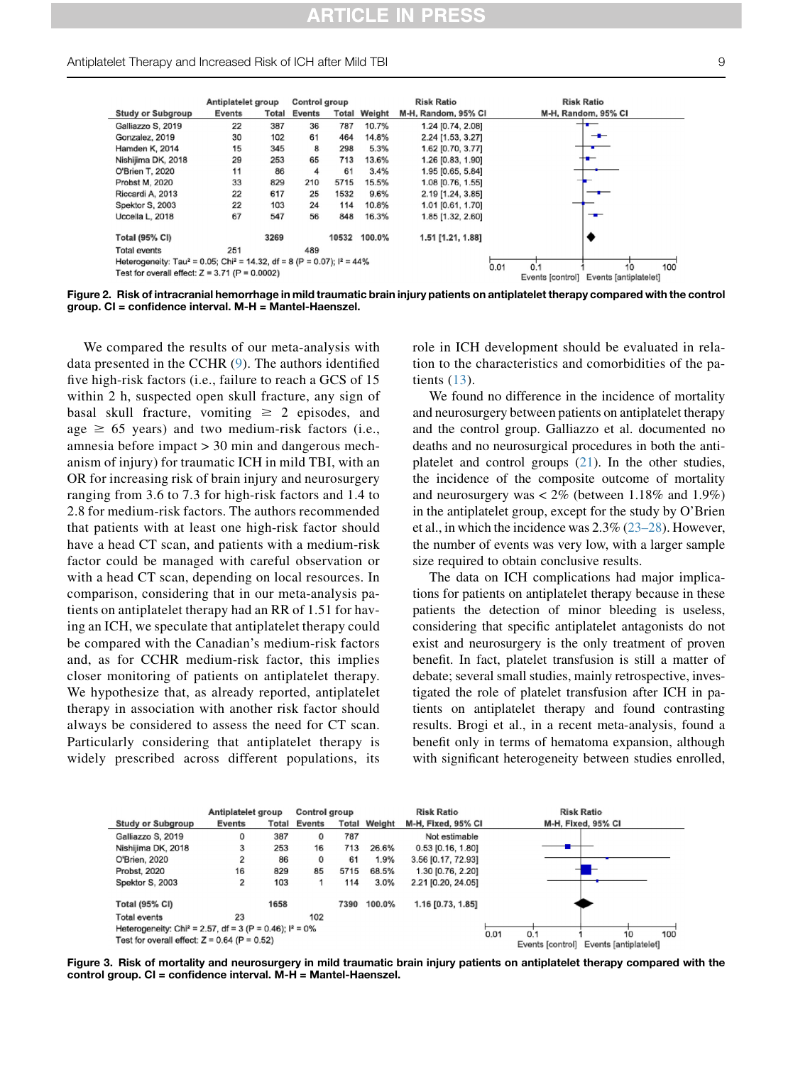| Study or Subgroup | Antiplatelet group Events | Total | Control group Events | Total | Weight | Risk Ratio M-H, Random, 95% CI |
|---|---|---|---|---|---|---|
| Galliazzo S, 2019 | 22 | 387 | 36 | 787 | 10.7% | 1.24 [0.74, 2.08] |
| Gonzalez, 2019 | 30 | 102 | 61 | 464 | 14.8% | 2.24 [1.53, 3.27] |
| Hamden K, 2014 | 15 | 345 | 8 | 298 | 5.3% | 1.62 [0.70, 3.77] |
| Nishijima DK, 2018 | 29 | 253 | 65 | 713 | 13.6% | 1.26 [0.83, 1.90] |
| O'Brien T, 2020 | 11 | 86 | 4 | 61 | 3.4% | 1.95 [0.65, 5.84] |
| Probst M, 2020 | 33 | 829 | 210 | 5715 | 15.5% | 1.08 [0.76, 1.55] |
| Riccardi A, 2013 | 22 | 617 | 25 | 1532 | 9.6% | 2.19 [1.24, 3.85] |
| Spektor S, 2003 | 22 | 103 | 24 | 114 | 10.8% | 1.01 [0.61, 1.70] |
| Uccella L, 2018 | 67 | 547 | 56 | 848 | 16.3% | 1.85 [1.32, 2.60] |
| **Total (95% CI)** | | **3269** | | **10532** | **100.0%** | **1.51 [1.21, 1.88]** |
| Total events | 251 | | 489 | | | |

Heterogeneity: Tau² = 0.05; Chi² = 14.32, df = 8 (P = 0.07); I² = 44%
Test for overall effect: Z = 3.71 (P = 0.0002)

Events [control] Events [antiplatelet]

**Figure 2. Risk of intracranial hemorrhage in mild traumatic brain injury patients on antiplatelet therapy compared with the control group. CI = confidence interval. M-H = Mantel-Haenszel.**

We compared the results of our meta-analysis with data presented in the CCHR (9). The authors identified five high-risk factors (i.e., failure to reach a GCS of 15 within 2 h, suspected open skull fracture, any sign of basal skull fracture, vomiting ≥ 2 episodes, and age ≥ 65 years) and two medium-risk factors (i.e., amnesia before impact > 30 min and dangerous mechanism of injury) for traumatic ICH in mild TBI, with an OR for increasing risk of brain injury and neurosurgery ranging from 3.6 to 7.3 for high-risk factors and 1.4 to 2.8 for medium-risk factors. The authors recommended that patients with at least one high-risk factor should have a head CT scan, and patients with a medium-risk factor could be managed with careful observation or with a head CT scan, depending on local resources. In comparison, considering that in our meta-analysis patients on antiplatelet therapy had an RR of 1.51 for having an ICH, we speculate that antiplatelet therapy could be compared with the Canadian's medium-risk factors and, as for CCHR medium-risk factor, this implies closer monitoring of patients on antiplatelet therapy. We hypothesize that, as already reported, antiplatelet therapy in association with another risk factor should always be considered to assess the need for CT scan. Particularly considering that antiplatelet therapy is widely prescribed across different populations, its role in ICH development should be evaluated in relation to the characteristics and comorbidities of the patients (13).

We found no difference in the incidence of mortality and neurosurgery between patients on antiplatelet therapy and the control group. Galliazzo et al. documented no deaths and no neurosurgical procedures in both the antiplatelet and control groups (21). In the other studies, the incidence of the composite outcome of mortality and neurosurgery was < 2% (between 1.18% and 1.9%) in the antiplatelet group, except for the study by O'Brien et al., in which the incidence was 2.3% (23–28). However, the number of events was very low, with a larger sample size required to obtain conclusive results.

The data on ICH complications had major implications for patients on antiplatelet therapy because in these patients the detection of minor bleeding is useless, considering that specific antiplatelet antagonists do not exist and neurosurgery is the only treatment of proven benefit. In fact, platelet transfusion is still a matter of debate; several small studies, mainly retrospective, investigated the role of platelet transfusion after ICH in patients on antiplatelet therapy and found contrasting results. Brogi et al., in a recent meta-analysis, found a benefit only in terms of hematoma expansion, although with significant heterogeneity between studies enrolled,

| Study or Subgroup | Antiplatelet group Events | Total | Control group Events | Total | Weight | Risk Ratio M-H, Fixed, 95% CI |
|---|---|---|---|---|---|---|
| Galliazzo S, 2019 | 0 | 387 | 0 | 787 | | Not estimable |
| Nishijima DK, 2018 | 3 | 253 | 16 | 713 | 26.6% | 0.53 [0.16, 1.80] |
| O'Brien, 2020 | 2 | 86 | 0 | 61 | 1.9% | 3.56 [0.17, 72.93] |
| Probst, 2020 | 16 | 829 | 85 | 5715 | 68.5% | 1.30 [0.76, 2.20] |
| Spektor S, 2003 | 2 | 103 | 1 | 114 | 3.0% | 2.21 [0.20, 24.05] |
| **Total (95% CI)** | | **1658** | | **7390** | **100.0%** | **1.16 [0.73, 1.85]** |
| Total events | 23 | | 102 | | | |

Heterogeneity: Chi² = 2.57, df = 3 (P = 0.46); I² = 0%
Test for overall effect: Z = 0.64 (P = 0.52)

Events [control] Events [antiplatelet]

**Figure 3. Risk of mortality and neurosurgery in mild traumatic brain injury patients on antiplatelet therapy compared with the control group. CI = confidence interval. M-H = Mantel-Haenszel.**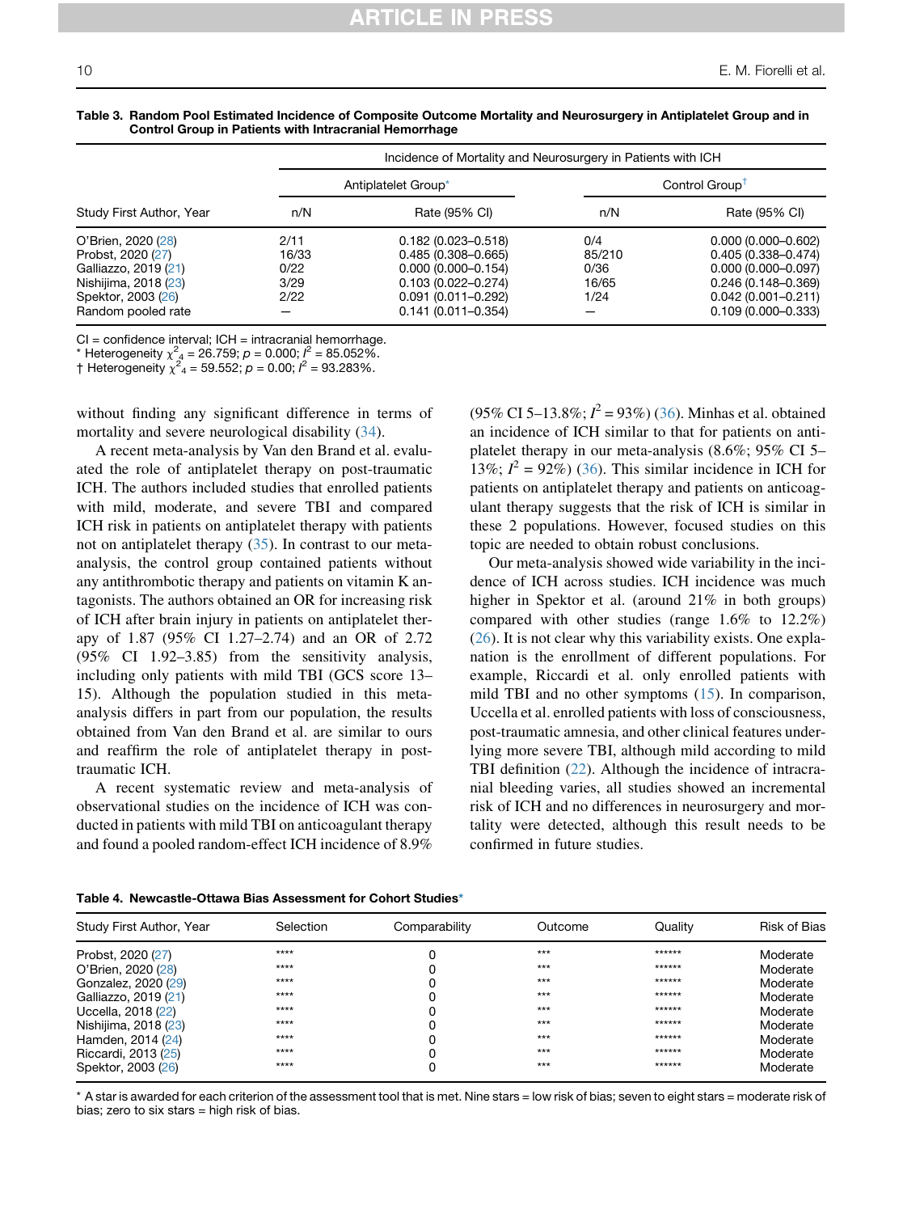**Table 3. Random Pool Estimated Incidence of Composite Outcome Mortality and Neurosurgery in Antiplatelet Group and in Control Group in Patients with Intracranial Hemorrhage**

| Study First Author, Year | Incidence of Mortality and Neurosurgery in Patients with ICH | | | |
|---|---|---|---|---|
| | Antiplatelet Group* | | Control Group† | |
| | n/N | Rate (95% CI) | n/N | Rate (95% CI) |
| O'Brien, 2020 (28) | 2/11 | 0.182 (0.023–0.518) | 0/4 | 0.000 (0.000–0.602) |
| Probst, 2020 (27) | 16/33 | 0.485 (0.308–0.665) | 85/210 | 0.405 (0.338–0.474) |
| Galliazzo, 2019 (21) | 0/22 | 0.000 (0.000–0.154) | 0/36 | 0.000 (0.000–0.097) |
| Nishijima, 2018 (23) | 3/29 | 0.103 (0.022–0.274) | 16/65 | 0.246 (0.148–0.369) |
| Spektor, 2003 (26) | 2/22 | 0.091 (0.011–0.292) | 1/24 | 0.042 (0.001–0.211) |
| Random pooled rate | — | 0.141 (0.011–0.354) | — | 0.109 (0.000–0.333) |

CI = confidence interval; ICH = intracranial hemorrhage.
* Heterogeneity $\chi^2_4 = 26.759$; $p = 0.000$; $I^2 = 85.052\%$.
† Heterogeneity $\chi^2_4 = 59.552$; $p = 0.00$; $I^2 = 93.283\%$.

without finding any significant difference in terms of mortality and severe neurological disability (34).

A recent meta-analysis by Van den Brand et al. evaluated the role of antiplatelet therapy on post-traumatic ICH. The authors included studies that enrolled patients with mild, moderate, and severe TBI and compared ICH risk in patients on antiplatelet therapy with patients not on antiplatelet therapy (35). In contrast to our meta-analysis, the control group contained patients without any antithrombotic therapy and patients on vitamin K antagonists. The authors obtained an OR for increasing risk of ICH after brain injury in patients on antiplatelet therapy of 1.87 (95% CI 1.27–2.74) and an OR of 2.72 (95% CI 1.92–3.85) from the sensitivity analysis, including only patients with mild TBI (GCS score 13–15). Although the population studied in this meta-analysis differs in part from our population, the results obtained from Van den Brand et al. are similar to ours and reaffirm the role of antiplatelet therapy in post-traumatic ICH.

A recent systematic review and meta-analysis of observational studies on the incidence of ICH was conducted in patients with mild TBI on anticoagulant therapy and found a pooled random-effect ICH incidence of 8.9% (95% CI 5–13.8%; $I^2 = 93\%$) (36). Minhas et al. obtained an incidence of ICH similar to that for patients on antiplatelet therapy in our meta-analysis (8.6%; 95% CI 5–13%; $I^2 = 92\%$) (36). This similar incidence in ICH for patients on antiplatelet therapy and patients on anticoagulant therapy suggests that the risk of ICH is similar in these 2 populations. However, focused studies on this topic are needed to obtain robust conclusions.

Our meta-analysis showed wide variability in the incidence of ICH across studies. ICH incidence was much higher in Spektor et al. (around 21% in both groups) compared with other studies (range 1.6% to 12.2%) (26). It is not clear why this variability exists. One explanation is the enrollment of different populations. For example, Riccardi et al. only enrolled patients with mild TBI and no other symptoms (15). In comparison, Uccella et al. enrolled patients with loss of consciousness, post-traumatic amnesia, and other clinical features underlying more severe TBI, although mild according to mild TBI definition (22). Although the incidence of intracranial bleeding varies, all studies showed an incremental risk of ICH and no differences in neurosurgery and mortality were detected, although this result needs to be confirmed in future studies.

**Table 4. Newcastle-Ottawa Bias Assessment for Cohort Studies***

| Study First Author, Year | Selection | Comparability | Outcome | Quality | Risk of Bias |
|---|---|---|---|---|---|
| Probst, 2020 (27) | **** | 0 | *** | ****** | Moderate |
| O'Brien, 2020 (28) | **** | 0 | *** | ****** | Moderate |
| Gonzalez, 2020 (29) | **** | 0 | *** | ****** | Moderate |
| Galliazzo, 2019 (21) | **** | 0 | *** | ****** | Moderate |
| Uccella, 2018 (22) | **** | 0 | *** | ****** | Moderate |
| Nishijima, 2018 (23) | **** | 0 | *** | ****** | Moderate |
| Hamden, 2014 (24) | **** | 0 | *** | ****** | Moderate |
| Riccardi, 2013 (25) | **** | 0 | *** | ****** | Moderate |
| Spektor, 2003 (26) | **** | 0 | *** | ****** | Moderate |

* A star is awarded for each criterion of the assessment tool that is met. Nine stars = low risk of bias; seven to eight stars = moderate risk of bias; zero to six stars = high risk of bias.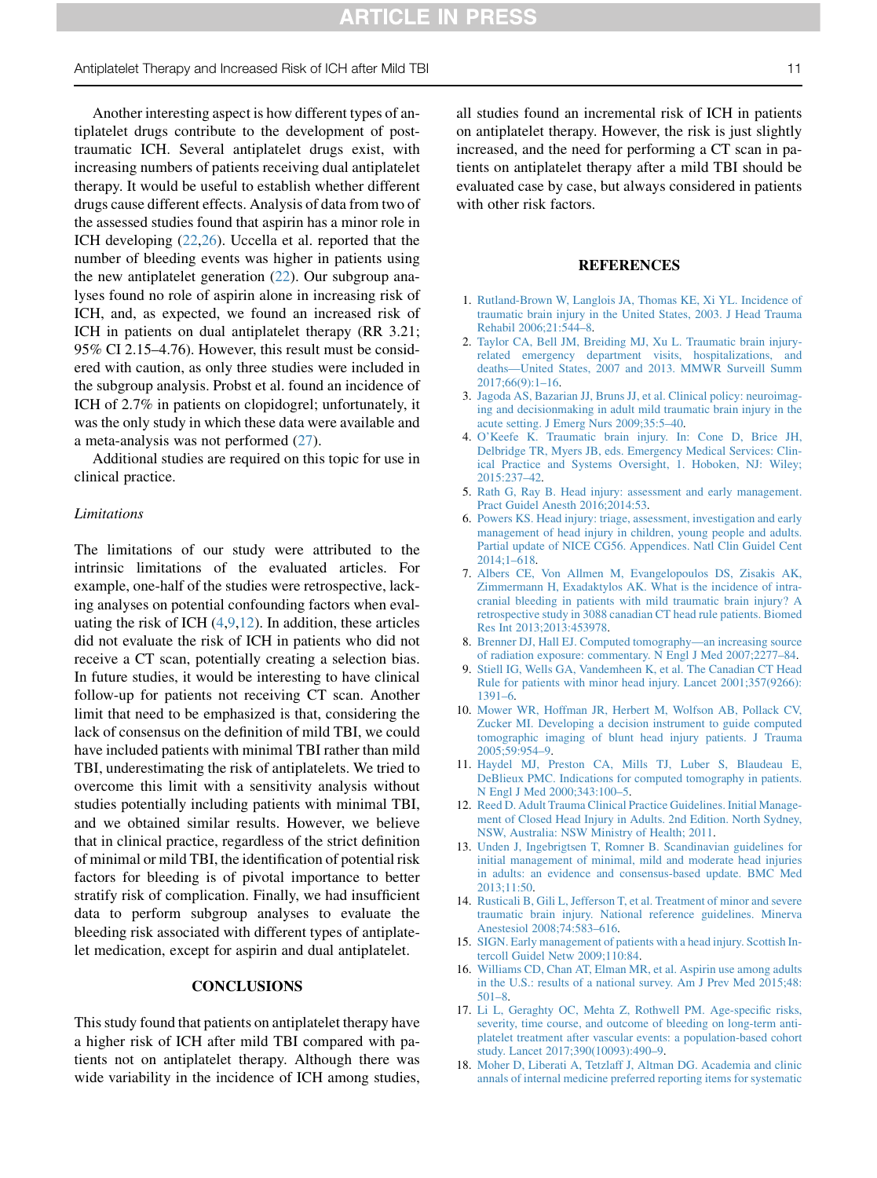Another interesting aspect is how different types of antiplatelet drugs contribute to the development of post-traumatic ICH. Several antiplatelet drugs exist, with increasing numbers of patients receiving dual antiplatelet therapy. It would be useful to establish whether different drugs cause different effects. Analysis of data from two of the assessed studies found that aspirin has a minor role in ICH developing (22,26). Uccella et al. reported that the number of bleeding events was higher in patients using the new antiplatelet generation (22). Our subgroup analyses found no role of aspirin alone in increasing risk of ICH, and, as expected, we found an increased risk of ICH in patients on dual antiplatelet therapy (RR 3.21; 95% CI 2.15–4.76). However, this result must be considered with caution, as only three studies were included in the subgroup analysis. Probst et al. found an incidence of ICH of 2.7% in patients on clopidogrel; unfortunately, it was the only study in which these data were available and a meta-analysis was not performed (27).

Additional studies are required on this topic for use in clinical practice.

### *Limitations*

The limitations of our study were attributed to the intrinsic limitations of the evaluated articles. For example, one-half of the studies were retrospective, lacking analyses on potential confounding factors when evaluating the risk of ICH (4,9,12). In addition, these articles did not evaluate the risk of ICH in patients who did not receive a CT scan, potentially creating a selection bias. In future studies, it would be interesting to have clinical follow-up for patients not receiving CT scan. Another limit that need to be emphasized is that, considering the lack of consensus on the definition of mild TBI, we could have included patients with minimal TBI rather than mild TBI, underestimating the risk of antiplatelets. We tried to overcome this limit with a sensitivity analysis without studies potentially including patients with minimal TBI, and we obtained similar results. However, we believe that in clinical practice, regardless of the strict definition of minimal or mild TBI, the identification of potential risk factors for bleeding is of pivotal importance to better stratify risk of complication. Finally, we had insufficient data to perform subgroup analyses to evaluate the bleeding risk associated with different types of antiplatelet medication, except for aspirin and dual antiplatelet.

## CONCLUSIONS

This study found that patients on antiplatelet therapy have a higher risk of ICH after mild TBI compared with patients not on antiplatelet therapy. Although there was wide variability in the incidence of ICH among studies, all studies found an incremental risk of ICH in patients on antiplatelet therapy. However, the risk is just slightly increased, and the need for performing a CT scan in patients on antiplatelet therapy after a mild TBI should be evaluated case by case, but always considered in patients with other risk factors.

## REFERENCES

1. Rutland-Brown W, Langlois JA, Thomas KE, Xi YL. Incidence of traumatic brain injury in the United States, 2003. J Head Trauma Rehabil 2006;21:544–8.
2. Taylor CA, Bell JM, Breiding MJ, Xu L. Traumatic brain injury-related emergency department visits, hospitalizations, and deaths—United States, 2007 and 2013. MMWR Surveill Summ 2017;66(9):1–16.
3. Jagoda AS, Bazarian JJ, Bruns JJ, et al. Clinical policy: neuroimaging and decisionmaking in adult mild traumatic brain injury in the acute setting. J Emerg Nurs 2009;35:5–40.
4. O'Keefe K. Traumatic brain injury. In: Cone D, Brice JH, Delbridge TR, Myers JB, eds. Emergency Medical Services: Clinical Practice and Systems Oversight, 1. Hoboken, NJ: Wiley; 2015:237–42.
5. Rath G, Ray B. Head injury: assessment and early management. Pract Guidel Anesth 2016;2014:53.
6. Powers KS. Head injury: triage, assessment, investigation and early management of head injury in children, young people and adults. Partial update of NICE CG56. Appendices. Natl Clin Guidel Cent 2014;1–618.
7. Albers CE, Von Allmen M, Evangelopoulos DS, Zisakis AK, Zimmermann H, Exadaktylos AK. What is the incidence of intracranial bleeding in patients with mild traumatic brain injury? A retrospective study in 3088 canadian CT head rule patients. Biomed Res Int 2013;2013:453978.
8. Brenner DJ, Hall EJ. Computed tomography—an increasing source of radiation exposure: commentary. N Engl J Med 2007;2277–84.
9. Stiell IG, Wells GA, Vandemheen K, et al. The Canadian CT Head Rule for patients with minor head injury. Lancet 2001;357(9266):1391–6.
10. Mower WR, Hoffman JR, Herbert M, Wolfson AB, Pollack CV, Zucker MI. Developing a decision instrument to guide computed tomographic imaging of blunt head injury patients. J Trauma 2005;59:954–9.
11. Haydel MJ, Preston CA, Mills TJ, Luber S, Blaudeau E, DeBlieux PMC. Indications for computed tomography in patients. N Engl J Med 2000;343:100–5.
12. Reed D. Adult Trauma Clinical Practice Guidelines. Initial Management of Closed Head Injury in Adults. 2nd Edition. North Sydney, NSW, Australia: NSW Ministry of Health; 2011.
13. Unden J, Ingebrigtsen T, Romner B. Scandinavian guidelines for initial management of minimal, mild and moderate head injuries in adults: an evidence and consensus-based update. BMC Med 2013;11:50.
14. Rusticali B, Gili L, Jefferson T, et al. Treatment of minor and severe traumatic brain injury. National reference guidelines. Minerva Anestesiol 2008;74:583–616.
15. SIGN. Early management of patients with a head injury. Scottish Intercoll Guidel Netw 2009;110:84.
16. Williams CD, Chan AT, Elman MR, et al. Aspirin use among adults in the U.S.: results of a national survey. Am J Prev Med 2015;48:501–8.
17. Li L, Geraghty OC, Mehta Z, Rothwell PM. Age-specific risks, severity, time course, and outcome of bleeding on long-term antiplatelet treatment after vascular events: a population-based cohort study. Lancet 2017;390(10093):490–9.
18. Moher D, Liberati A, Tetzlaff J, Altman DG. Academia and clinic annals of internal medicine preferred reporting items for systematic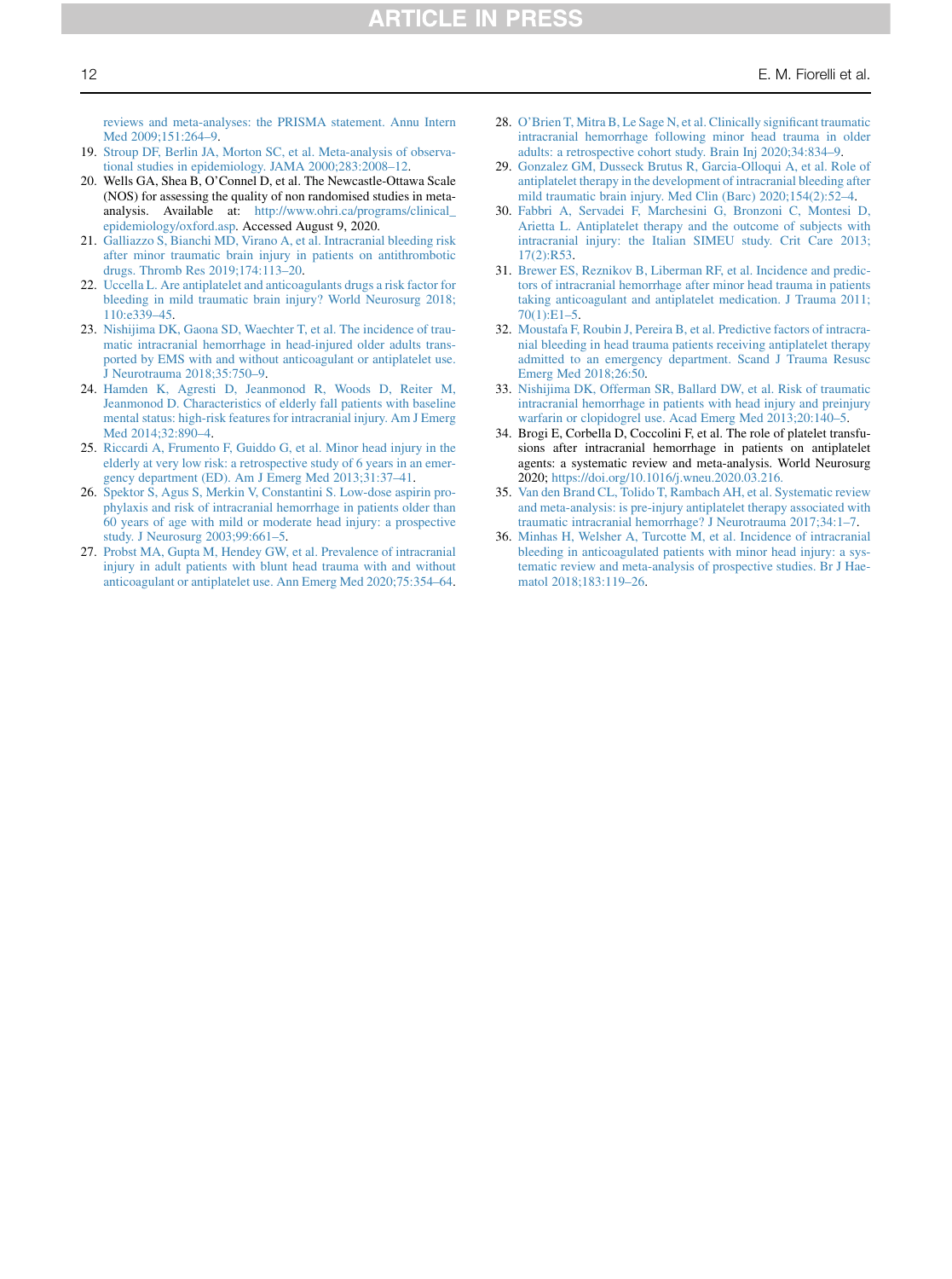reviews and meta-analyses: the PRISMA statement. Annu Intern Med 2009;151:264–9.

19. Stroup DF, Berlin JA, Morton SC, et al. Meta-analysis of observational studies in epidemiology. JAMA 2000;283:2008–12.
20. Wells GA, Shea B, O'Connel D, et al. The Newcastle-Ottawa Scale (NOS) for assessing the quality of non randomised studies in meta-analysis. Available at: http://www.ohri.ca/programs/clinical_epidemiology/oxford.asp. Accessed August 9, 2020.
21. Galliazzo S, Bianchi MD, Virano A, et al. Intracranial bleeding risk after minor traumatic brain injury in patients on antithrombotic drugs. Thromb Res 2019;174:113–20.
22. Uccella L. Are antiplatelet and anticoagulants drugs a risk factor for bleeding in mild traumatic brain injury? World Neurosurg 2018; 110:e339–45.
23. Nishijima DK, Gaona SD, Waechter T, et al. The incidence of traumatic intracranial hemorrhage in head-injured older adults transported by EMS with and without anticoagulant or antiplatelet use. J Neurotrauma 2018;35:750–9.
24. Hamden K, Agresti D, Jeanmonod R, Woods D, Reiter M, Jeanmonod D. Characteristics of elderly fall patients with baseline mental status: high-risk features for intracranial injury. Am J Emerg Med 2014;32:890–4.
25. Riccardi A, Frumento F, Guiddo G, et al. Minor head injury in the elderly at very low risk: a retrospective study of 6 years in an emergency department (ED). Am J Emerg Med 2013;31:37–41.
26. Spektor S, Agus S, Merkin V, Constantini S. Low-dose aspirin prophylaxis and risk of intracranial hemorrhage in patients older than 60 years of age with mild or moderate head injury: a prospective study. J Neurosurg 2003;99:661–5.
27. Probst MA, Gupta M, Hendey GW, et al. Prevalence of intracranial injury in adult patients with blunt head trauma with and without anticoagulant or antiplatelet use. Ann Emerg Med 2020;75:354–64.
28. O'Brien T, Mitra B, Le Sage N, et al. Clinically significant traumatic intracranial hemorrhage following minor head trauma in older adults: a retrospective cohort study. Brain Inj 2020;34:834–9.
29. Gonzalez GM, Dusseck Brutus R, Garcia-Olloqui A, et al. Role of antiplatelet therapy in the development of intracranial bleeding after mild traumatic brain injury. Med Clin (Barc) 2020;154(2):52–4.
30. Fabbri A, Servadei F, Marchesini G, Bronzoni C, Montesi D, Arietta L. Antiplatelet therapy and the outcome of subjects with intracranial injury: the Italian SIMEU study. Crit Care 2013; 17(2):R53.
31. Brewer ES, Reznikov B, Liberman RF, et al. Incidence and predictors of intracranial hemorrhage after minor head trauma in patients taking anticoagulant and antiplatelet medication. J Trauma 2011; 70(1):E1–5.
32. Moustafa F, Roubin J, Pereira B, et al. Predictive factors of intracranial bleeding in head trauma patients receiving antiplatelet therapy admitted to an emergency department. Scand J Trauma Resusc Emerg Med 2018;26:50.
33. Nishijima DK, Offerman SR, Ballard DW, et al. Risk of traumatic intracranial hemorrhage in patients with head injury and preinjury warfarin or clopidogrel use. Acad Emerg Med 2013;20:140–5.
34. Brogi E, Corbella D, Coccolini F, et al. The role of platelet transfusions after intracranial hemorrhage in patients on antiplatelet agents: a systematic review and meta-analysis. World Neurosurg 2020; https://doi.org/10.1016/j.wneu.2020.03.216.
35. Van den Brand CL, Tolido T, Rambach AH, et al. Systematic review and meta-analysis: is pre-injury antiplatelet therapy associated with traumatic intracranial hemorrhage? J Neurotrauma 2017;34:1–7.
36. Minhas H, Welsher A, Turcotte M, et al. Incidence of intracranial bleeding in anticoagulated patients with minor head injury: a systematic review and meta-analysis of prospective studies. Br J Haematol 2018;183:119–26.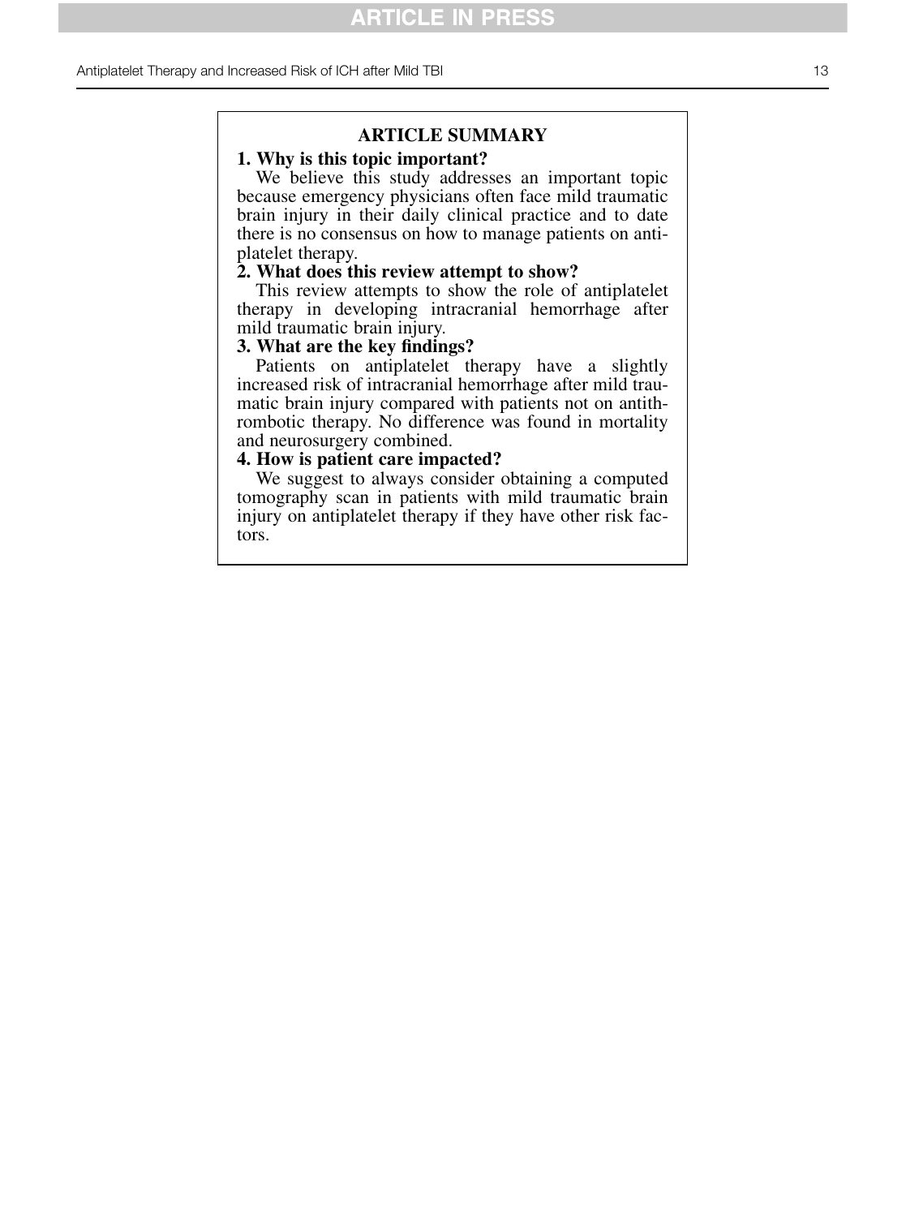## ARTICLE SUMMARY

**1. Why is this topic important?**

We believe this study addresses an important topic because emergency physicians often face mild traumatic brain injury in their daily clinical practice and to date there is no consensus on how to manage patients on antiplatelet therapy.

**2. What does this review attempt to show?**

This review attempts to show the role of antiplatelet therapy in developing intracranial hemorrhage after mild traumatic brain injury.

**3. What are the key findings?**

Patients on antiplatelet therapy have a slightly increased risk of intracranial hemorrhage after mild traumatic brain injury compared with patients not on antithrombotic therapy. No difference was found in mortality and neurosurgery combined.

**4. How is patient care impacted?**

We suggest to always consider obtaining a computed tomography scan in patients with mild traumatic brain injury on antiplatelet therapy if they have other risk factors.